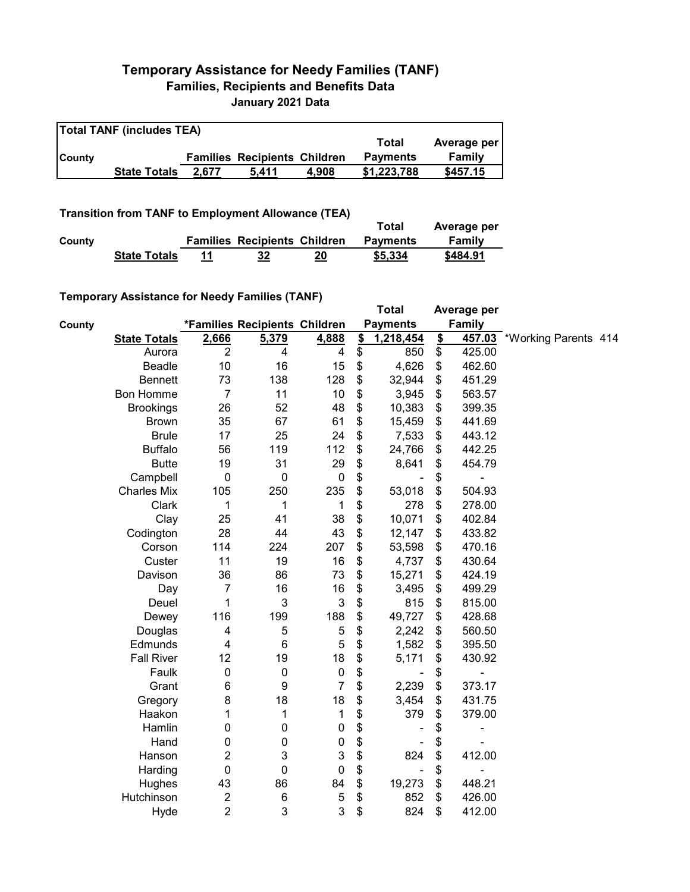# Temporary Assistance for Needy Families (TANF)

## Families, Recipients and Benefits Data

### January 2021 Data

**Total TANF (includes TEA)**

| County | | Families | Recipients | Children | Total Payments | Average per Family |
|---|---|---|---|---|---|---|
| | State Totals | 2,677 | 5,411 | 4,908 | $1,223,788 | $457.15 |

**Transition from TANF to Employment Allowance (TEA)**

| County | | Families | Recipients | Children | Total Payments | Average per Family |
|---|---|---|---|---|---|---|
| | State Totals | 11 | 32 | 20 | $5,334 | $484.91 |

**Temporary Assistance for Needy Families (TANF)**

| County | | *Families | Recipients | Children | Total Payments | Average per Family | |
|---|---|---|---|---|---|---|---|
| | State Totals | 2,666 | 5,379 | 4,888 | $ 1,218,454 | $ 457.03 | *Working Parents 414 |
| | Aurora | 2 | 4 | 4 | $ 850 | $ 425.00 | |
| | Beadle | 10 | 16 | 15 | $ 4,626 | $ 462.60 | |
| | Bennett | 73 | 138 | 128 | $ 32,944 | $ 451.29 | |
| | Bon Homme | 7 | 11 | 10 | $ 3,945 | $ 563.57 | |
| | Brookings | 26 | 52 | 48 | $ 10,383 | $ 399.35 | |
| | Brown | 35 | 67 | 61 | $ 15,459 | $ 441.69 | |
| | Brule | 17 | 25 | 24 | $ 7,533 | $ 443.12 | |
| | Buffalo | 56 | 119 | 112 | $ 24,766 | $ 442.25 | |
| | Butte | 19 | 31 | 29 | $ 8,641 | $ 454.79 | |
| | Campbell | 0 | 0 | 0 | $ - | $ - | |
| | Charles Mix | 105 | 250 | 235 | $ 53,018 | $ 504.93 | |
| | Clark | 1 | 1 | 1 | $ 278 | $ 278.00 | |
| | Clay | 25 | 41 | 38 | $ 10,071 | $ 402.84 | |
| | Codington | 28 | 44 | 43 | $ 12,147 | $ 433.82 | |
| | Corson | 114 | 224 | 207 | $ 53,598 | $ 470.16 | |
| | Custer | 11 | 19 | 16 | $ 4,737 | $ 430.64 | |
| | Davison | 36 | 86 | 73 | $ 15,271 | $ 424.19 | |
| | Day | 7 | 16 | 16 | $ 3,495 | $ 499.29 | |
| | Deuel | 1 | 3 | 3 | $ 815 | $ 815.00 | |
| | Dewey | 116 | 199 | 188 | $ 49,727 | $ 428.68 | |
| | Douglas | 4 | 5 | 5 | $ 2,242 | $ 560.50 | |
| | Edmunds | 4 | 6 | 5 | $ 1,582 | $ 395.50 | |
| | Fall River | 12 | 19 | 18 | $ 5,171 | $ 430.92 | |
| | Faulk | 0 | 0 | 0 | $ - | $ - | |
| | Grant | 6 | 9 | 7 | $ 2,239 | $ 373.17 | |
| | Gregory | 8 | 18 | 18 | $ 3,454 | $ 431.75 | |
| | Haakon | 1 | 1 | 1 | $ 379 | $ 379.00 | |
| | Hamlin | 0 | 0 | 0 | $ - | $ - | |
| | Hand | 0 | 0 | 0 | $ - | $ - | |
| | Hanson | 2 | 3 | 3 | $ 824 | $ 412.00 | |
| | Harding | 0 | 0 | 0 | $ - | $ - | |
| | Hughes | 43 | 86 | 84 | $ 19,273 | $ 448.21 | |
| | Hutchinson | 2 | 6 | 5 | $ 852 | $ 426.00 | |
| | Hyde | 2 | 3 | 3 | $ 824 | $ 412.00 | |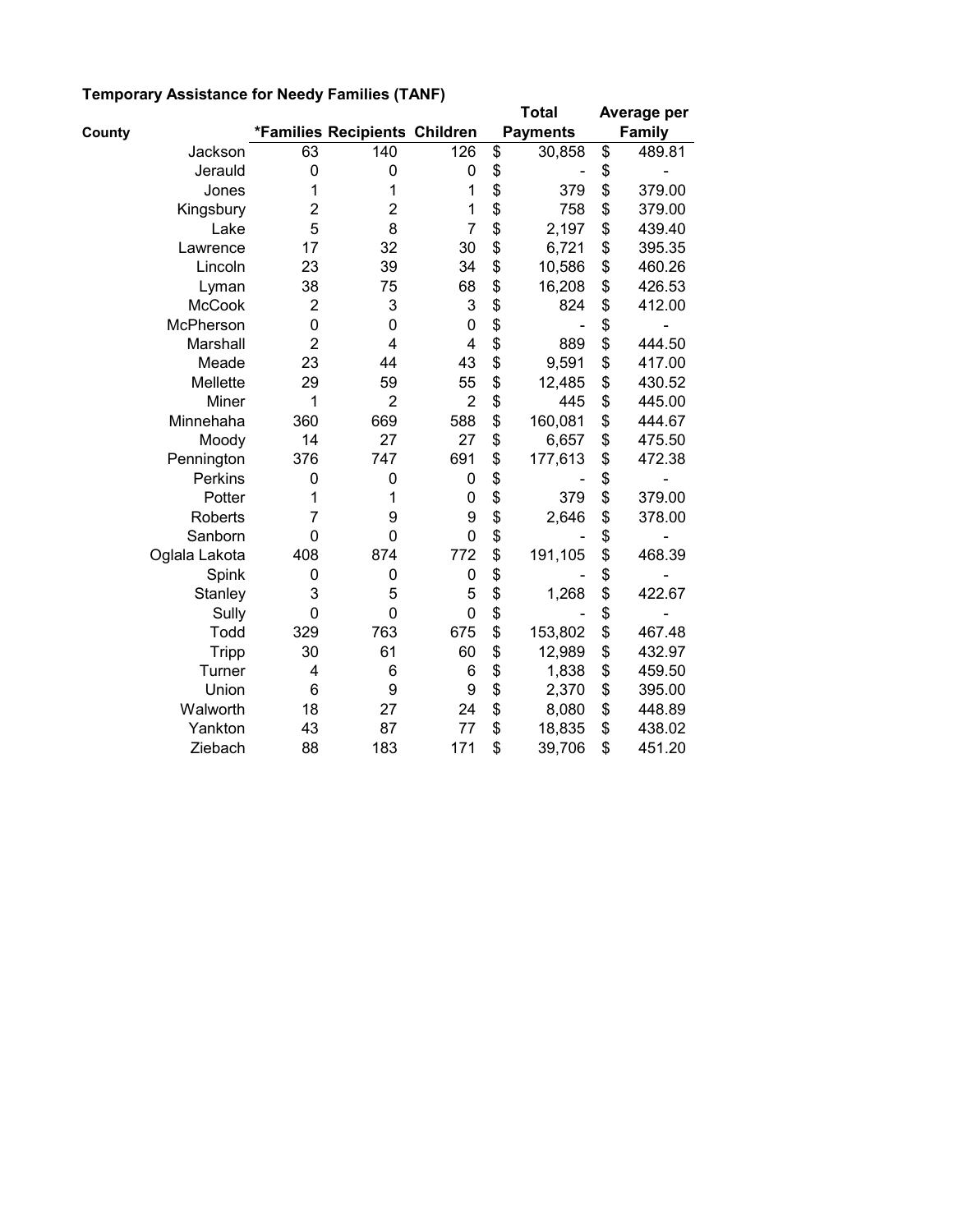**Temporary Assistance for Needy Families (TANF)**

| County | *Families | Recipients | Children | Total Payments | Average per Family |
|---|---|---|---|---|---|
| Jackson | 63 | 140 | 126 | $ 30,858 | $ 489.81 |
| Jerauld | 0 | 0 | 0 | $ - | $ - |
| Jones | 1 | 1 | 1 | $ 379 | $ 379.00 |
| Kingsbury | 2 | 2 | 1 | $ 758 | $ 379.00 |
| Lake | 5 | 8 | 7 | $ 2,197 | $ 439.40 |
| Lawrence | 17 | 32 | 30 | $ 6,721 | $ 395.35 |
| Lincoln | 23 | 39 | 34 | $ 10,586 | $ 460.26 |
| Lyman | 38 | 75 | 68 | $ 16,208 | $ 426.53 |
| McCook | 2 | 3 | 3 | $ 824 | $ 412.00 |
| McPherson | 0 | 0 | 0 | $ - | $ - |
| Marshall | 2 | 4 | 4 | $ 889 | $ 444.50 |
| Meade | 23 | 44 | 43 | $ 9,591 | $ 417.00 |
| Mellette | 29 | 59 | 55 | $ 12,485 | $ 430.52 |
| Miner | 1 | 2 | 2 | $ 445 | $ 445.00 |
| Minnehaha | 360 | 669 | 588 | $ 160,081 | $ 444.67 |
| Moody | 14 | 27 | 27 | $ 6,657 | $ 475.50 |
| Pennington | 376 | 747 | 691 | $ 177,613 | $ 472.38 |
| Perkins | 0 | 0 | 0 | $ - | $ - |
| Potter | 1 | 1 | 0 | $ 379 | $ 379.00 |
| Roberts | 7 | 9 | 9 | $ 2,646 | $ 378.00 |
| Sanborn | 0 | 0 | 0 | $ - | $ - |
| Oglala Lakota | 408 | 874 | 772 | $ 191,105 | $ 468.39 |
| Spink | 0 | 0 | 0 | $ - | $ - |
| Stanley | 3 | 5 | 5 | $ 1,268 | $ 422.67 |
| Sully | 0 | 0 | 0 | $ - | $ - |
| Todd | 329 | 763 | 675 | $ 153,802 | $ 467.48 |
| Tripp | 30 | 61 | 60 | $ 12,989 | $ 432.97 |
| Turner | 4 | 6 | 6 | $ 1,838 | $ 459.50 |
| Union | 6 | 9 | 9 | $ 2,370 | $ 395.00 |
| Walworth | 18 | 27 | 24 | $ 8,080 | $ 448.89 |
| Yankton | 43 | 87 | 77 | $ 18,835 | $ 438.02 |
| Ziebach | 88 | 183 | 171 | $ 39,706 | $ 451.20 |